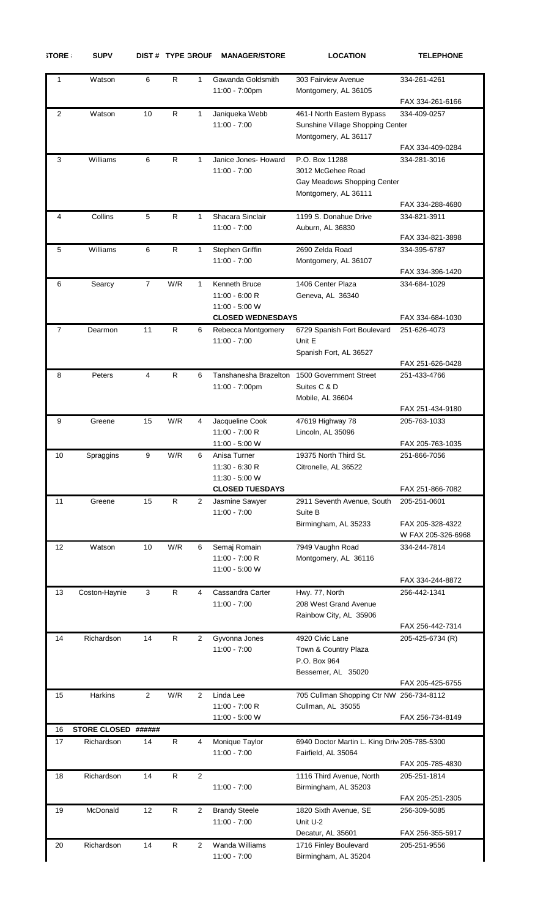| STORE # | SUPV | DIST # | TYPE | GROUP | MANAGER/STORE | LOCATION | TELEPHONE |
|---|---|---|---|---|---|---|---|
| 1 | Watson | 6 | R | 1 | Gawanda Goldsmith<br>11:00 - 7:00pm | 303 Fairview Avenue<br>Montgomery, AL 36105 | 334-261-4261<br>FAX 334-261-6166 |
| 2 | Watson | 10 | R | 1 | Janiqueka Webb<br>11:00 - 7:00 | 461-I North Eastern Bypass<br>Sunshine Village Shopping Center<br>Montgomery, AL 36117 | 334-409-0257<br>FAX 334-409-0284 |
| 3 | Williams | 6 | R | 1 | Janice Jones- Howard<br>11:00 - 7:00 | P.O. Box 11288<br>3012 McGehee Road<br>Gay Meadows Shopping Center<br>Montgomery, AL 36111 | 334-281-3016<br>FAX 334-288-4680 |
| 4 | Collins | 5 | R | 1 | Shacara Sinclair<br>11:00 - 7:00 | 1199 S. Donahue Drive<br>Auburn, AL 36830 | 334-821-3911<br>FAX 334-821-3898 |
| 5 | Williams | 6 | R | 1 | Stephen Griffin<br>11:00 - 7:00 | 2690 Zelda Road<br>Montgomery, AL 36107 | 334-395-6787<br>FAX 334-396-1420 |
| 6 | Searcy | 7 | W/R | 1 | Kenneth Bruce<br>11:00 - 6:00 R<br>11:00 - 5:00 W<br>**CLOSED WEDNESDAYS** | 1406 Center Plaza<br>Geneva, AL 36340 | 334-684-1029<br>FAX 334-684-1030 |
| 7 | Dearmon | 11 | R | 6 | Rebecca Montgomery<br>11:00 - 7:00 | 6729 Spanish Fort Boulevard<br>Unit E<br>Spanish Fort, AL 36527 | 251-626-4073<br>FAX 251-626-0428 |
| 8 | Peters | 4 | R | 6 | Tanshanesha Brazelton<br>11:00 - 7:00pm | 1500 Government Street<br>Suites C & D<br>Mobile, AL 36604 | 251-433-4766<br>FAX 251-434-9180 |
| 9 | Greene | 15 | W/R | 4 | Jacqueline Cook<br>11:00 - 7:00 R<br>11:00 - 5:00 W | 47619 Highway 78<br>Lincoln, AL 35096 | 205-763-1033<br>FAX 205-763-1035 |
| 10 | Spraggins | 9 | W/R | 6 | Anisa Turner<br>11:30 - 6:30 R<br>11:30 - 5:00 W<br>**CLOSED TUESDAYS** | 19375 North Third St.<br>Citronelle, AL 36522 | 251-866-7056<br>FAX 251-866-7082 |
| 11 | Greene | 15 | R | 2 | Jasmine Sawyer<br>11:00 - 7:00 | 2911 Seventh Avenue, South<br>Suite B<br>Birmingham, AL 35233 | 205-251-0601<br>FAX 205-328-4322<br>W FAX 205-326-6968 |
| 12 | Watson | 10 | W/R | 6 | Semaj Romain<br>11:00 - 7:00 R<br>11:00 - 5:00 W | 7949 Vaughn Road<br>Montgomery, AL 36116 | 334-244-7814<br>FAX 334-244-8872 |
| 13 | Coston-Haynie | 3 | R | 4 | Cassandra Carter<br>11:00 - 7:00 | Hwy. 77, North<br>208 West Grand Avenue<br>Rainbow City, AL 35906 | 256-442-1341<br>FAX 256-442-7314 |
| 14 | Richardson | 14 | R | 2 | Gyvonna Jones<br>11:00 - 7:00 | 4920 Civic Lane<br>Town & Country Plaza<br>P.O. Box 964<br>Bessemer, AL 35020 | 205-425-6734 (R)<br>FAX 205-425-6755 |
| 15 | Harkins | 2 | W/R | 2 | Linda Lee<br>11:00 - 7:00 R<br>11:00 - 5:00 W | 705 Cullman Shopping Ctr NW<br>Cullman, AL 35055 | 256-734-8112<br>FAX 256-734-8149 |
| 16 | **STORE CLOSED** | ###### | | | | | |
| 17 | Richardson | 14 | R | 4 | Monique Taylor<br>11:00 - 7:00 | 6940 Doctor Martin L. King Driv<br>Fairfield, AL 35064 | 205-785-5300<br>FAX 205-785-4830 |
| 18 | Richardson | 14 | R | 2 | 11:00 - 7:00 | 1116 Third Avenue, North<br>Birmingham, AL 35203 | 205-251-1814<br>FAX 205-251-2305 |
| 19 | McDonald | 12 | R | 2 | Brandy Steele<br>11:00 - 7:00 | 1820 Sixth Avenue, SE<br>Unit U-2<br>Decatur, AL 35601 | 256-309-5085<br>FAX 256-355-5917 |
| 20 | Richardson | 14 | R | 2 | Wanda Williams<br>11:00 - 7:00 | 1716 Finley Boulevard<br>Birmingham, AL 35204 | 205-251-9556 |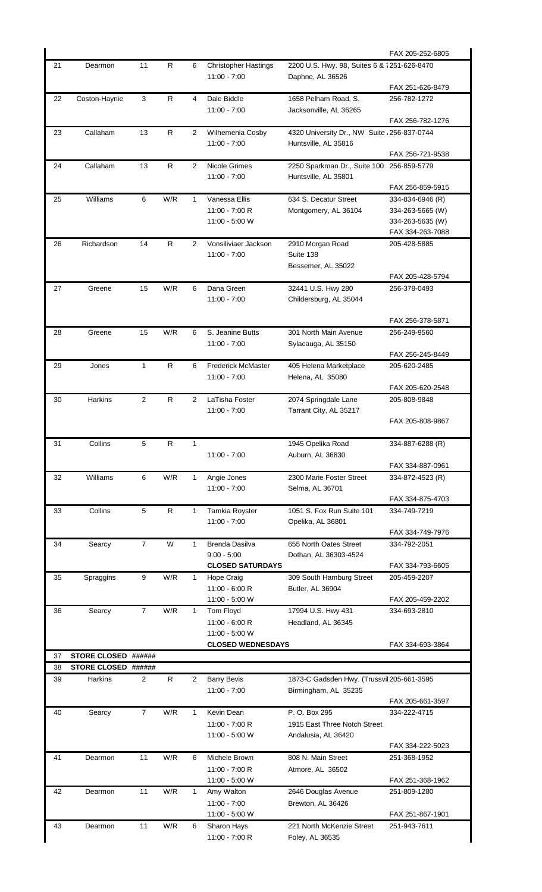| | | | | | | | |
|---|---|---|---|---|---|---|---|
| | | | | | | | FAX 205-252-6805 |
| 21 | Dearmon | 11 | R | 6 | Christopher Hastings<br>11:00 - 7:00 | 2200 U.S. Hwy. 98, Suites 6 & 7<br>Daphne, AL 36526 | 251-626-8470<br><br>FAX 251-626-8479 |
| 22 | Coston-Haynie | 3 | R | 4 | Dale Biddle<br>11:00 - 7:00 | 1658 Pelham Road, S.<br>Jacksonville, AL 36265 | 256-782-1272<br><br>FAX 256-782-1276 |
| 23 | Callaham | 13 | R | 2 | Wilhemenia Cosby<br>11:00 - 7:00 | 4320 University Dr., NW Suite<br>Huntsville, AL 35816 | 256-837-0744<br><br>FAX 256-721-9538 |
| 24 | Callaham | 13 | R | 2 | Nicole Grimes<br>11:00 - 7:00 | 2250 Sparkman Dr., Suite 100<br>Huntsville, AL 35801 | 256-859-5779<br><br>FAX 256-859-5915 |
| 25 | Williams | 6 | W/R | 1 | Vanessa Ellis<br>11:00 - 7:00 R<br>11:00 - 5:00 W | 634 S. Decatur Street<br>Montgomery, AL 36104 | 334-834-6946 (R)<br>334-263-5665 (W)<br>334-263-5635 (W)<br>FAX 334-263-7088 |
| 26 | Richardson | 14 | R | 2 | Vonsiliviaer Jackson<br>11:00 - 7:00 | 2910 Morgan Road<br>Suite 138<br>Bessemer, AL 35022 | 205-428-5885<br><br><br>FAX 205-428-5794 |
| 27 | Greene | 15 | W/R | 6 | Dana Green<br>11:00 - 7:00 | 32441 U.S. Hwy 280<br>Childersburg, AL 35044 | 256-378-0493<br><br><br>FAX 256-378-5871 |
| 28 | Greene | 15 | W/R | 6 | S. Jeanine Butts<br>11:00 - 7:00 | 301 North Main Avenue<br>Sylacauga, AL 35150 | 256-249-9560<br><br>FAX 256-245-8449 |
| 29 | Jones | 1 | R | 6 | Frederick McMaster<br>11:00 - 7:00 | 405 Helena Marketplace<br>Helena, AL 35080 | 205-620-2485<br><br>FAX 205-620-2548 |
| 30 | Harkins | 2 | R | 2 | LaTisha Foster<br>11:00 - 7:00 | 2074 Springdale Lane<br>Tarrant City, AL 35217 | 205-808-9848<br><br>FAX 205-808-9867 |
| 31 | Collins | 5 | R | 1 | <br>11:00 - 7:00 | 1945 Opelika Road<br>Auburn, AL 36830 | 334-887-6288 (R)<br><br>FAX 334-887-0961 |
| 32 | Williams | 6 | W/R | 1 | Angie Jones<br>11:00 - 7:00 | 2300 Marie Foster Street<br>Selma, AL 36701 | 334-872-4523 (R)<br><br>FAX 334-875-4703 |
| 33 | Collins | 5 | R | 1 | Tamkia Royster<br>11:00 - 7:00 | 1051 S. Fox Run Suite 101<br>Opelika, AL 36801 | 334-749-7219<br><br>FAX 334-749-7976 |
| 34 | Searcy | 7 | W | 1 | Brenda Dasilva<br>9:00 - 5:00<br>**CLOSED SATURDAYS** | 655 North Oates Street<br>Dothan, AL 36303-4524 | 334-792-2051<br><br>FAX 334-793-6605 |
| 35 | Spraggins | 9 | W/R | 1 | Hope Craig<br>11:00 - 6:00 R<br>11:00 - 5:00 W | 309 South Hamburg Street<br>Butler, AL 36904 | 205-459-2207<br><br>FAX 205-459-2202 |
| 36 | Searcy | 7 | W/R | 1 | Tom Floyd<br>11:00 - 6:00 R<br>11:00 - 5:00 W<br>**CLOSED WEDNESDAYS** | 17994 U.S. Hwy 431<br>Headland, AL 36345 | 334-693-2810<br><br><br>FAX 334-693-3864 |
| 37 | **STORE CLOSED** | ###### | | | | | |
| 38 | **STORE CLOSED** | ###### | | | | | |
| 39 | Harkins | 2 | R | 2 | Barry Bevis<br>11:00 - 7:00 | 1873-C Gadsden Hwy. (Trussvil<br>Birmingham, AL 35235 | 205-661-3595<br><br>FAX 205-661-3597 |
| 40 | Searcy | 7 | W/R | 1 | Kevin Dean<br>11:00 - 7:00 R<br>11:00 - 5:00 W | P. O. Box 295<br>1915 East Three Notch Street<br>Andalusia, AL 36420 | 334-222-4715<br><br><br>FAX 334-222-5023 |
| 41 | Dearmon | 11 | W/R | 6 | Michele Brown<br>11:00 - 7:00 R<br>11:00 - 5:00 W | 808 N. Main Street<br>Atmore, AL 36502 | 251-368-1952<br><br>FAX 251-368-1962 |
| 42 | Dearmon | 11 | W/R | 1 | Amy Walton<br>11:00 - 7:00<br>11:00 - 5:00 W | 2646 Douglas Avenue<br>Brewton, AL 36426 | 251-809-1280<br><br>FAX 251-867-1901 |
| 43 | Dearmon | 11 | W/R | 6 | Sharon Hays<br>11:00 - 7:00 R | 221 North McKenzie Street<br>Foley, AL 36535 | 251-943-7611 |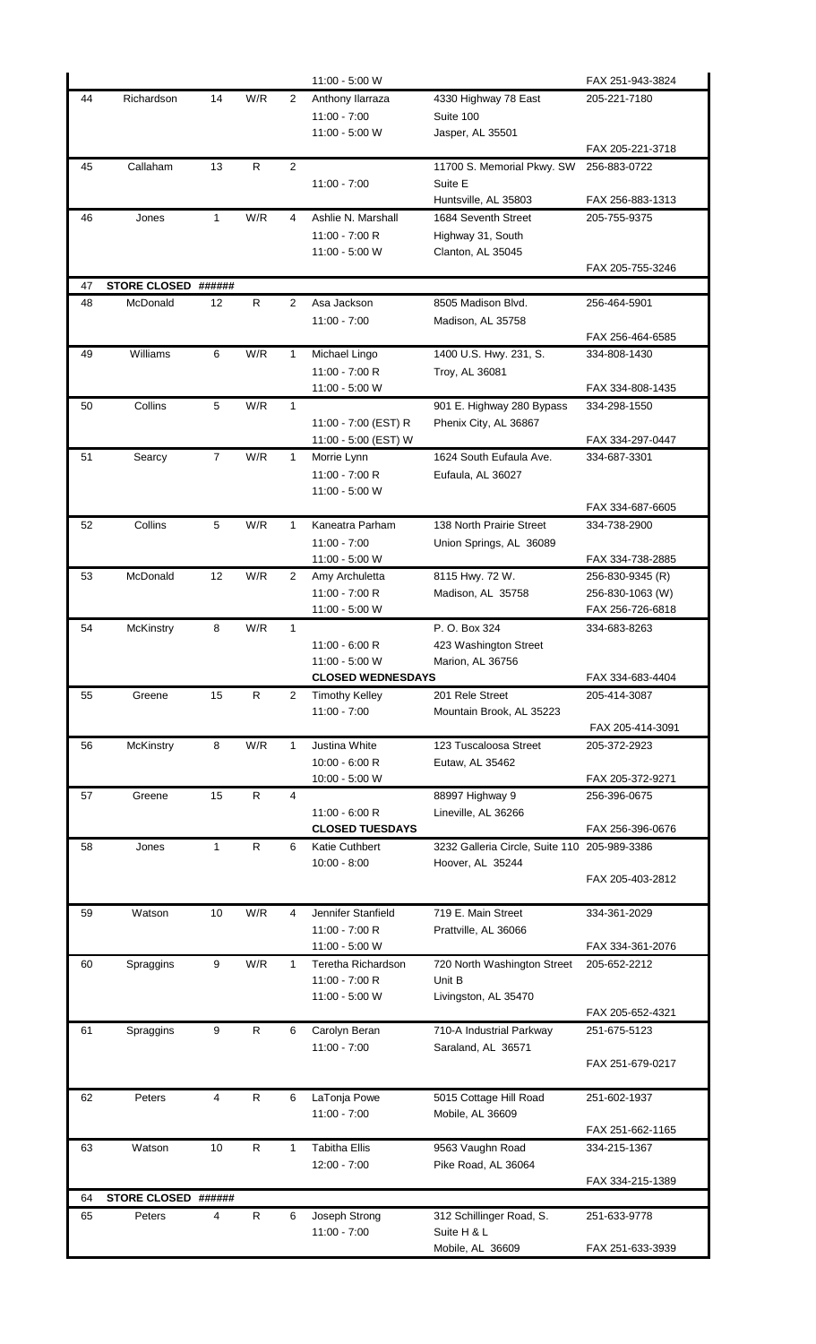| | | | | | | | |
|---|---|---|---|---|---|---|---|
| | | | | | 11:00 - 5:00 W | | FAX 251-943-3824 |
| 44 | Richardson | 14 | W/R | 2 | Anthony Ilarraza<br>11:00 - 7:00<br>11:00 - 5:00 W | 4330 Highway 78 East<br>Suite 100<br>Jasper, AL 35501 | 205-221-7180<br><br>FAX 205-221-3718 |
| 45 | Callaham | 13 | R | 2 | <br>11:00 - 7:00 | 11700 S. Memorial Pkwy. SW<br>Suite E<br>Huntsville, AL 35803 | 256-883-0722<br><br>FAX 256-883-1313 |
| 46 | Jones | 1 | W/R | 4 | Ashlie N. Marshall<br>11:00 - 7:00 R<br>11:00 - 5:00 W | 1684 Seventh Street<br>Highway 31, South<br>Clanton, AL 35045 | 205-755-9375<br><br>FAX 205-755-3246 |
| 47 | **STORE CLOSED** | **######** | | | | | |
| 48 | McDonald | 12 | R | 2 | Asa Jackson<br>11:00 - 7:00 | 8505 Madison Blvd.<br>Madison, AL 35758 | 256-464-5901<br><br>FAX 256-464-6585 |
| 49 | Williams | 6 | W/R | 1 | Michael Lingo<br>11:00 - 7:00 R<br>11:00 - 5:00 W | 1400 U.S. Hwy. 231, S.<br>Troy, AL 36081 | 334-808-1430<br><br>FAX 334-808-1435 |
| 50 | Collins | 5 | W/R | 1 | <br>11:00 - 7:00 (EST) R<br>11:00 - 5:00 (EST) W | 901 E. Highway 280 Bypass<br>Phenix City, AL 36867 | 334-298-1550<br><br>FAX 334-297-0447 |
| 51 | Searcy | 7 | W/R | 1 | Morrie Lynn<br>11:00 - 7:00 R<br>11:00 - 5:00 W | 1624 South Eufaula Ave.<br>Eufaula, AL 36027 | 334-687-3301<br><br>FAX 334-687-6605 |
| 52 | Collins | 5 | W/R | 1 | Kaneatra Parham<br>11:00 - 7:00<br>11:00 - 5:00 W | 138 North Prairie Street<br>Union Springs, AL 36089 | 334-738-2900<br><br>FAX 334-738-2885 |
| 53 | McDonald | 12 | W/R | 2 | Amy Archuletta<br>11:00 - 7:00 R<br>11:00 - 5:00 W | 8115 Hwy. 72 W.<br>Madison, AL 35758 | 256-830-9345 (R)<br>256-830-1063 (W)<br>FAX 256-726-6818 |
| 54 | McKinstry | 8 | W/R | 1 | <br>11:00 - 6:00 R<br>11:00 - 5:00 W<br>**CLOSED WEDNESDAYS** | P. O. Box 324<br>423 Washington Street<br>Marion, AL 36756 | 334-683-8263<br><br>FAX 334-683-4404 |
| 55 | Greene | 15 | R | 2 | Timothy Kelley<br>11:00 - 7:00 | 201 Rele Street<br>Mountain Brook, AL 35223 | 205-414-3087<br>FAX 205-414-3091 |
| 56 | McKinstry | 8 | W/R | 1 | Justina White<br>10:00 - 6:00 R<br>10:00 - 5:00 W | 123 Tuscaloosa Street<br>Eutaw, AL 35462 | 205-372-2923<br><br>FAX 205-372-9271 |
| 57 | Greene | 15 | R | 4 | <br>11:00 - 6:00 R<br>**CLOSED TUESDAYS** | 88997 Highway 9<br>Lineville, AL 36266 | 256-396-0675<br><br>FAX 256-396-0676 |
| 58 | Jones | 1 | R | 6 | Katie Cuthbert<br>10:00 - 8:00 | 3232 Galleria Circle, Suite 110<br>Hoover, AL 35244 | 205-989-3386<br>FAX 205-403-2812 |
| 59 | Watson | 10 | W/R | 4 | Jennifer Stanfield<br>11:00 - 7:00 R<br>11:00 - 5:00 W | 719 E. Main Street<br>Prattville, AL 36066 | 334-361-2029<br><br>FAX 334-361-2076 |
| 60 | Spraggins | 9 | W/R | 1 | Teretha Richardson<br>11:00 - 7:00 R<br>11:00 - 5:00 W | 720 North Washington Street<br>Unit B<br>Livingston, AL 35470 | 205-652-2212<br><br>FAX 205-652-4321 |
| 61 | Spraggins | 9 | R | 6 | Carolyn Beran<br>11:00 - 7:00 | 710-A Industrial Parkway<br>Saraland, AL 36571 | 251-675-5123<br>FAX 251-679-0217 |
| 62 | Peters | 4 | R | 6 | LaTonja Powe<br>11:00 - 7:00 | 5015 Cottage Hill Road<br>Mobile, AL 36609 | 251-602-1937<br>FAX 251-662-1165 |
| 63 | Watson | 10 | R | 1 | Tabitha Ellis<br>12:00 - 7:00 | 9563 Vaughn Road<br>Pike Road, AL 36064 | 334-215-1367<br>FAX 334-215-1389 |
| 64 | **STORE CLOSED** | **######** | | | | | |
| 65 | Peters | 4 | R | 6 | Joseph Strong<br>11:00 - 7:00 | 312 Schillinger Road, S.<br>Suite H & L<br>Mobile, AL 36609 | 251-633-9778<br><br>FAX 251-633-3939 |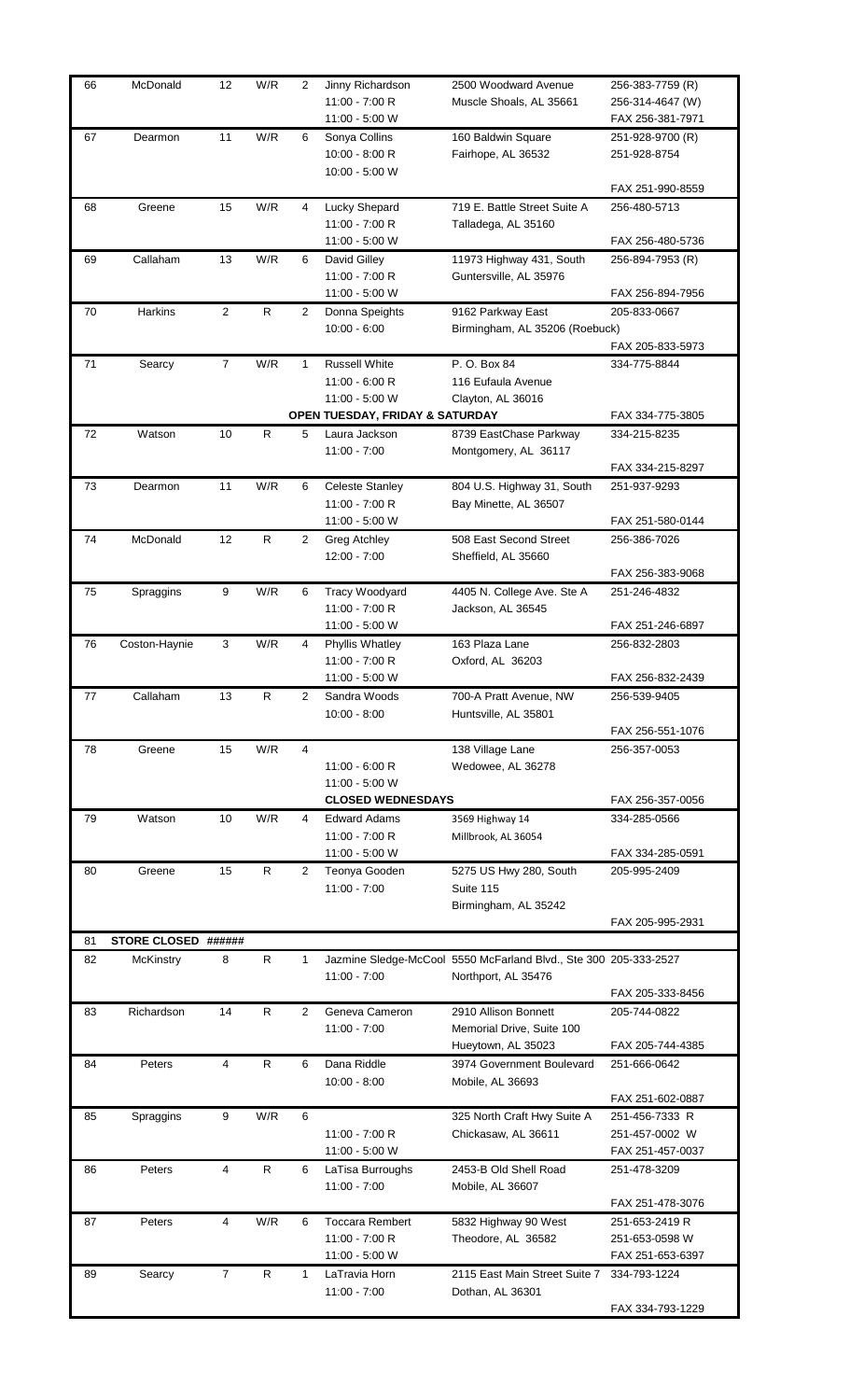| 66 | McDonald | 12 | W/R | 2 | Jinny Richardson<br>11:00 - 7:00 R<br>11:00 - 5:00 W | 2500 Woodward Avenue<br>Muscle Shoals, AL 35661 | 256-383-7759 (R)<br>256-314-4647 (W)<br>FAX 256-381-7971 |
|---|---|---|---|---|---|---|---|
| 67 | Dearmon | 11 | W/R | 6 | Sonya Collins<br>10:00 - 8:00 R<br>10:00 - 5:00 W | 160 Baldwin Square<br>Fairhope, AL 36532 | 251-928-9700 (R)<br>251-928-8754<br>FAX 251-990-8559 |
| 68 | Greene | 15 | W/R | 4 | Lucky Shepard<br>11:00 - 7:00 R<br>11:00 - 5:00 W | 719 E. Battle Street Suite A<br>Talladega, AL 35160 | 256-480-5713<br>FAX 256-480-5736 |
| 69 | Callaham | 13 | W/R | 6 | David Gilley<br>11:00 - 7:00 R<br>11:00 - 5:00 W | 11973 Highway 431, South<br>Guntersville, AL 35976 | 256-894-7953 (R)<br>FAX 256-894-7956 |
| 70 | Harkins | 2 | R | 2 | Donna Speights<br>10:00 - 6:00 | 9162 Parkway East<br>Birmingham, AL 35206 (Roebuck) | 205-833-0667<br>FAX 205-833-5973 |
| 71 | Searcy | 7 | W/R | 1 | Russell White<br>11:00 - 6:00 R<br>11:00 - 5:00 W<br>**OPEN TUESDAY, FRIDAY & SATURDAY** | P. O. Box 84<br>116 Eufaula Avenue<br>Clayton, AL 36016 | 334-775-8844<br>FAX 334-775-3805 |
| 72 | Watson | 10 | R | 5 | Laura Jackson<br>11:00 - 7:00 | 8739 EastChase Parkway<br>Montgomery, AL 36117 | 334-215-8235<br>FAX 334-215-8297 |
| 73 | Dearmon | 11 | W/R | 6 | Celeste Stanley<br>11:00 - 7:00 R<br>11:00 - 5:00 W | 804 U.S. Highway 31, South<br>Bay Minette, AL 36507 | 251-937-9293<br>FAX 251-580-0144 |
| 74 | McDonald | 12 | R | 2 | Greg Atchley<br>12:00 - 7:00 | 508 East Second Street<br>Sheffield, AL 35660 | 256-386-7026<br>FAX 256-383-9068 |
| 75 | Spraggins | 9 | W/R | 6 | Tracy Woodyard<br>11:00 - 7:00 R<br>11:00 - 5:00 W | 4405 N. College Ave. Ste A<br>Jackson, AL 36545 | 251-246-4832<br>FAX 251-246-6897 |
| 76 | Coston-Haynie | 3 | W/R | 4 | Phyllis Whatley<br>11:00 - 7:00 R<br>11:00 - 5:00 W | 163 Plaza Lane<br>Oxford, AL 36203 | 256-832-2803<br>FAX 256-832-2439 |
| 77 | Callaham | 13 | R | 2 | Sandra Woods<br>10:00 - 8:00 | 700-A Pratt Avenue, NW<br>Huntsville, AL 35801 | 256-539-9405<br>FAX 256-551-1076 |
| 78 | Greene | 15 | W/R | 4 | 11:00 - 6:00 R<br>11:00 - 5:00 W<br>**CLOSED WEDNESDAYS** | 138 Village Lane<br>Wedowee, AL 36278 | 256-357-0053<br>FAX 256-357-0056 |
| 79 | Watson | 10 | W/R | 4 | Edward Adams<br>11:00 - 7:00 R<br>11:00 - 5:00 W | 3569 Highway 14<br>Millbrook, AL 36054 | 334-285-0566<br>FAX 334-285-0591 |
| 80 | Greene | 15 | R | 2 | Teonya Gooden<br>11:00 - 7:00 | 5275 US Hwy 280, South<br>Suite 115<br>Birmingham, AL 35242 | 205-995-2409<br>FAX 205-995-2931 |
| 81 | **STORE CLOSED** | **######** | | | | | |
| 82 | McKinstry | 8 | R | 1 | Jazmine Sledge-McCool<br>11:00 - 7:00 | 5550 McFarland Blvd., Ste 300<br>Northport, AL 35476 | 205-333-2527<br>FAX 205-333-8456 |
| 83 | Richardson | 14 | R | 2 | Geneva Cameron<br>11:00 - 7:00 | 2910 Allison Bonnett<br>Memorial Drive, Suite 100<br>Hueytown, AL 35023 | 205-744-0822<br>FAX 205-744-4385 |
| 84 | Peters | 4 | R | 6 | Dana Riddle<br>10:00 - 8:00 | 3974 Government Boulevard<br>Mobile, AL 36693 | 251-666-0642<br>FAX 251-602-0887 |
| 85 | Spraggins | 9 | W/R | 6 | 11:00 - 7:00 R<br>11:00 - 5:00 W | 325 North Craft Hwy Suite A<br>Chickasaw, AL 36611 | 251-456-7333 R<br>251-457-0002 W<br>FAX 251-457-0037 |
| 86 | Peters | 4 | R | 6 | LaTisa Burroughs<br>11:00 - 7:00 | 2453-B Old Shell Road<br>Mobile, AL 36607 | 251-478-3209<br>FAX 251-478-3076 |
| 87 | Peters | 4 | W/R | 6 | Toccara Rembert<br>11:00 - 7:00 R<br>11:00 - 5:00 W | 5832 Highway 90 West<br>Theodore, AL 36582 | 251-653-2419 R<br>251-653-0598 W<br>FAX 251-653-6397 |
| 89 | Searcy | 7 | R | 1 | LaTravia Horn<br>11:00 - 7:00 | 2115 East Main Street Suite 7<br>Dothan, AL 36301 | 334-793-1224<br>FAX 334-793-1229 |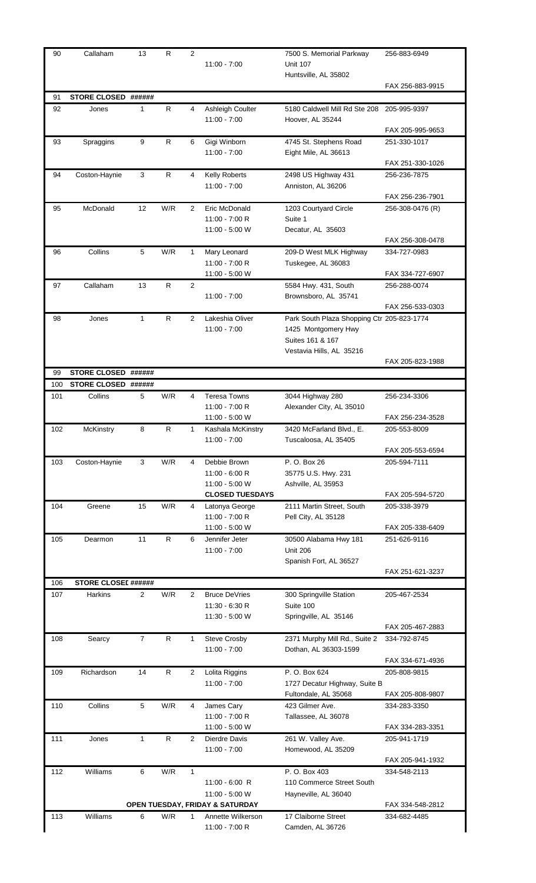| | | | | | | | |
|---|---|---|---|---|---|---|---|
| 90 | Callaham | 13 | R | 2 | 11:00 - 7:00 | 7500 S. Memorial Parkway<br>Unit 107<br>Huntsville, AL 35802 | 256-883-6949<br>FAX 256-883-9915 |
| 91 | STORE CLOSED | ###### | | | | | |
| 92 | Jones | 1 | R | 4 | Ashleigh Coulter<br>11:00 - 7:00 | 5180 Caldwell Mill Rd Ste 208<br>Hoover, AL 35244 | 205-995-9397<br>FAX 205-995-9653 |
| 93 | Spraggins | 9 | R | 6 | Gigi Winborn<br>11:00 - 7:00 | 4745 St. Stephens Road<br>Eight Mile, AL 36613 | 251-330-1017<br>FAX 251-330-1026 |
| 94 | Coston-Haynie | 3 | R | 4 | Kelly Roberts<br>11:00 - 7:00 | 2498 US Highway 431<br>Anniston, AL 36206 | 256-236-7875<br>FAX 256-236-7901 |
| 95 | McDonald | 12 | W/R | 2 | Eric McDonald<br>11:00 - 7:00 R<br>11:00 - 5:00 W | 1203 Courtyard Circle<br>Suite 1<br>Decatur, AL 35603 | 256-308-0476 (R)<br>FAX 256-308-0478 |
| 96 | Collins | 5 | W/R | 1 | Mary Leonard<br>11:00 - 7:00 R<br>11:00 - 5:00 W | 209-D West MLK Highway<br>Tuskegee, AL 36083 | 334-727-0983<br>FAX 334-727-6907 |
| 97 | Callaham | 13 | R | 2 | 11:00 - 7:00 | 5584 Hwy. 431, South<br>Brownsboro, AL 35741 | 256-288-0074<br>FAX 256-533-0303 |
| 98 | Jones | 1 | R | 2 | Lakeshia Oliver<br>11:00 - 7:00 | Park South Plaza Shopping Ctr<br>1425 Montgomery Hwy<br>Suites 161 & 167<br>Vestavia Hills, AL 35216 | 205-823-1774<br>FAX 205-823-1988 |
| 99 | STORE CLOSED | ###### | | | | | |
| 100 | STORE CLOSED | ###### | | | | | |
| 101 | Collins | 5 | W/R | 4 | Teresa Towns<br>11:00 - 7:00 R<br>11:00 - 5:00 W | 3044 Highway 280<br>Alexander City, AL 35010 | 256-234-3306<br>FAX 256-234-3528 |
| 102 | McKinstry | 8 | R | 1 | Kashala McKinstry<br>11:00 - 7:00 | 3420 McFarland Blvd., E.<br>Tuscaloosa, AL 35405 | 205-553-8009<br>FAX 205-553-6594 |
| 103 | Coston-Haynie | 3 | W/R | 4 | Debbie Brown<br>11:00 - 6:00 R<br>11:00 - 5:00 W<br>**CLOSED TUESDAYS** | P. O. Box 26<br>35775 U.S. Hwy. 231<br>Ashville, AL 35953 | 205-594-7111<br>FAX 205-594-5720 |
| 104 | Greene | 15 | W/R | 4 | Latonya George<br>11:00 - 7:00 R<br>11:00 - 5:00 W | 2111 Martin Street, South<br>Pell City, AL 35128 | 205-338-3979<br>FAX 205-338-6409 |
| 105 | Dearmon | 11 | R | 6 | Jennifer Jeter<br>11:00 - 7:00 | 30500 Alabama Hwy 181<br>Unit 206<br>Spanish Fort, AL 36527 | 251-626-9116<br>FAX 251-621-3237 |
| 106 | STORE CLOSEI | ###### | | | | | |
| 107 | Harkins | 2 | W/R | 2 | Bruce DeVries<br>11:30 - 6:30 R<br>11:30 - 5:00 W | 300 Springville Station<br>Suite 100<br>Springville, AL 35146 | 205-467-2534<br>FAX 205-467-2883 |
| 108 | Searcy | 7 | R | 1 | Steve Crosby<br>11:00 - 7:00 | 2371 Murphy Mill Rd., Suite 2<br>Dothan, AL 36303-1599 | 334-792-8745<br>FAX 334-671-4936 |
| 109 | Richardson | 14 | R | 2 | Lolita Riggins<br>11:00 - 7:00 | P. O. Box 624<br>1727 Decatur Highway, Suite B<br>Fultondale, AL 35068 | 205-808-9815<br>FAX 205-808-9807 |
| 110 | Collins | 5 | W/R | 4 | James Cary<br>11:00 - 7:00 R<br>11:00 - 5:00 W | 423 Gilmer Ave.<br>Tallassee, AL 36078 | 334-283-3350<br>FAX 334-283-3351 |
| 111 | Jones | 1 | R | 2 | Dierdre Davis<br>11:00 - 7:00 | 261 W. Valley Ave.<br>Homewood, AL 35209 | 205-941-1719<br>FAX 205-941-1932 |
| 112 | Williams | 6 | W/R | 1 | 11:00 - 6:00 R<br>11:00 - 5:00 W<br>**OPEN TUESDAY, FRIDAY & SATURDAY** | P. O. Box 403<br>110 Commerce Street South<br>Hayneville, AL 36040 | 334-548-2113<br>FAX 334-548-2812 |
| 113 | Williams | 6 | W/R | 1 | Annette Wilkerson<br>11:00 - 7:00 R | 17 Claiborne Street<br>Camden, AL 36726 | 334-682-4485 |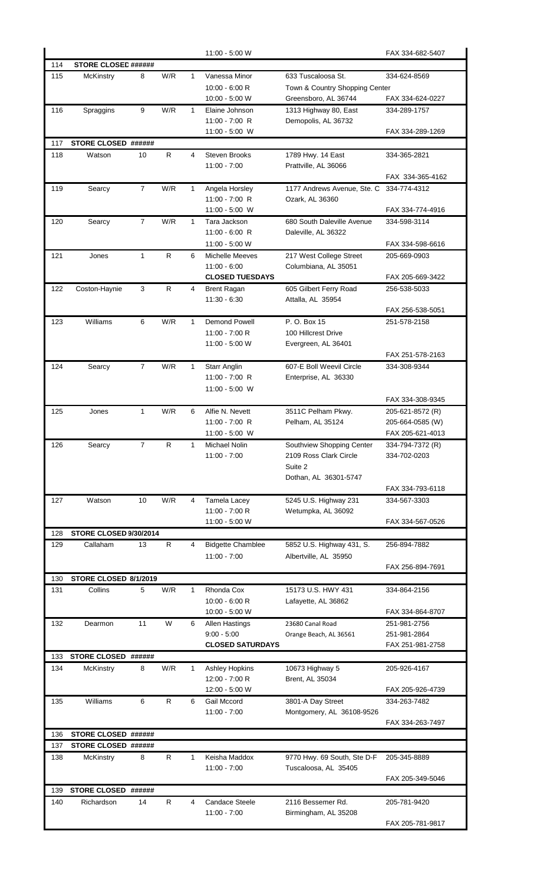| | | | | | | | |
|---|---|---|---|---|---|---|---|
| | | | | | 11:00 - 5:00 W | | FAX 334-682-5407 |
| 114 | STORE CLOSED ###### | | | | | | |
| 115 | McKinstry | 8 | W/R | 1 | Vanessa Minor<br>10:00 - 6:00 R<br>10:00 - 5:00 W | 633 Tuscaloosa St.<br>Town & Country Shopping Center<br>Greensboro, AL 36744 | 334-624-8569<br><br>FAX 334-624-0227 |
| 116 | Spraggins | 9 | W/R | 1 | Elaine Johnson<br>11:00 - 7:00 R<br>11:00 - 5:00 W | 1313 Highway 80, East<br>Demopolis, AL 36732 | 334-289-1757<br><br>FAX 334-289-1269 |
| 117 | STORE CLOSED ###### | | | | | | |
| 118 | Watson | 10 | R | 4 | Steven Brooks<br>11:00 - 7:00 | 1789 Hwy. 14 East<br>Prattville, AL 36066 | 334-365-2821<br><br>FAX 334-365-4162 |
| 119 | Searcy | 7 | W/R | 1 | Angela Horsley<br>11:00 - 7:00 R<br>11:00 - 5:00 W | 1177 Andrews Avenue, Ste. C<br>Ozark, AL 36360 | 334-774-4312<br><br>FAX 334-774-4916 |
| 120 | Searcy | 7 | W/R | 1 | Tara Jackson<br>11:00 - 6:00 R<br>11:00 - 5:00 W | 680 South Daleville Avenue<br>Daleville, AL 36322 | 334-598-3114<br><br>FAX 334-598-6616 |
| 121 | Jones | 1 | R | 6 | Michelle Meeves<br>11:00 - 6:00<br>**CLOSED TUESDAYS** | 217 West College Street<br>Columbiana, AL 35051 | 205-669-0903<br><br>FAX 205-669-3422 |
| 122 | Coston-Haynie | 3 | R | 4 | Brent Ragan<br>11:30 - 6:30 | 605 Gilbert Ferry Road<br>Attalla, AL 35954 | 256-538-5033<br><br>FAX 256-538-5051 |
| 123 | Williams | 6 | W/R | 1 | Demond Powell<br>11:00 - 7:00 R<br>11:00 - 5:00 W | P. O. Box 15<br>100 Hillcrest Drive<br>Evergreen, AL 36401 | 251-578-2158<br><br>FAX 251-578-2163 |
| 124 | Searcy | 7 | W/R | 1 | Starr Anglin<br>11:00 - 7:00 R<br>11:00 - 5:00 W | 607-E Boll Weevil Circle<br>Enterprise, AL 36330 | 334-308-9344<br><br>FAX 334-308-9345 |
| 125 | Jones | 1 | W/R | 6 | Alfie N. Nevett<br>11:00 - 7:00 R<br>11:00 - 5:00 W | 3511C Pelham Pkwy.<br>Pelham, AL 35124 | 205-621-8572 (R)<br>205-664-0585 (W)<br>FAX 205-621-4013 |
| 126 | Searcy | 7 | R | 1 | Michael Nolin<br>11:00 - 7:00 | Southview Shopping Center<br>2109 Ross Clark Circle<br>Suite 2<br>Dothan, AL 36301-5747 | 334-794-7372 (R)<br>334-702-0203<br><br>FAX 334-793-6118 |
| 127 | Watson | 10 | W/R | 4 | Tamela Lacey<br>11:00 - 7:00 R<br>11:00 - 5:00 W | 5245 U.S. Highway 231<br>Wetumpka, AL 36092 | 334-567-3303<br><br>FAX 334-567-0526 |
| 128 | STORE CLOSED 9/30/2014 | | | | | | |
| 129 | Callaham | 13 | R | 4 | Bidgette Chamblee<br>11:00 - 7:00 | 5852 U.S. Highway 431, S.<br>Albertville, AL 35950 | 256-894-7882<br><br>FAX 256-894-7691 |
| 130 | STORE CLOSED 8/1/2019 | | | | | | |
| 131 | Collins | 5 | W/R | 1 | Rhonda Cox<br>10:00 - 6:00 R<br>10:00 - 5:00 W | 15173 U.S. HWY 431<br>Lafayette, AL 36862 | 334-864-2156<br><br>FAX 334-864-8707 |
| 132 | Dearmon | 11 | W | 6 | Allen Hastings<br>9:00 - 5:00<br>**CLOSED SATURDAYS** | 23680 Canal Road<br>Orange Beach, AL 36561 | 251-981-2756<br>251-981-2864<br>FAX 251-981-2758 |
| 133 | STORE CLOSED ###### | | | | | | |
| 134 | McKinstry | 8 | W/R | 1 | Ashley Hopkins<br>12:00 - 7:00 R<br>12:00 - 5:00 W | 10673 Highway 5<br>Brent, AL 35034 | 205-926-4167<br><br>FAX 205-926-4739 |
| 135 | Williams | 6 | R | 6 | Gail Mccord<br>11:00 - 7:00 | 3801-A Day Street<br>Montgomery, AL 36108-9526 | 334-263-7482<br><br>FAX 334-263-7497 |
| 136 | STORE CLOSED ###### | | | | | | |
| 137 | STORE CLOSED ###### | | | | | | |
| 138 | McKinstry | 8 | R | 1 | Keisha Maddox<br>11:00 - 7:00 | 9770 Hwy. 69 South, Ste D-F<br>Tuscaloosa, AL 35405 | 205-345-8889<br><br>FAX 205-349-5046 |
| 139 | STORE CLOSED ###### | | | | | | |
| 140 | Richardson | 14 | R | 4 | Candace Steele<br>11:00 - 7:00 | 2116 Bessemer Rd.<br>Birmingham, AL 35208 | 205-781-9420<br><br>FAX 205-781-9817 |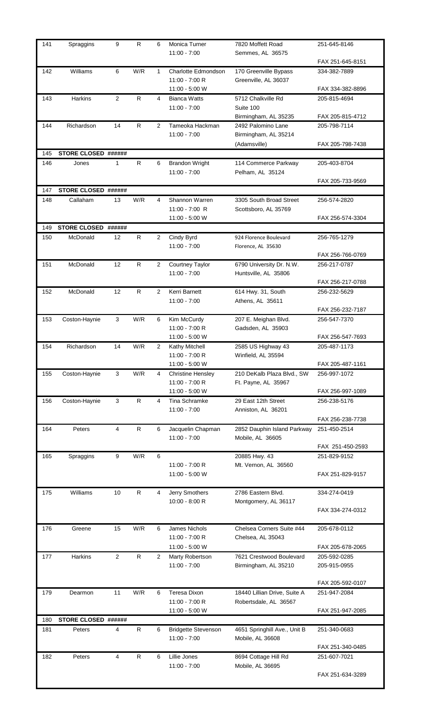| 141 | Spraggins | 9 | R | 6 | Monica Turner<br>11:00 - 7:00 | 7820 Moffett Road<br>Semmes, AL 36575 | 251-645-8146<br>FAX 251-645-8151 |
|---|---|---|---|---|---|---|---|
| 142 | Williams | 6 | W/R | 1 | Charlotte Edmondson<br>11:00 - 7:00 R<br>11:00 - 5:00 W | 170 Greenville Bypass<br>Greenville, AL 36037 | 334-382-7889<br>FAX 334-382-8896 |
| 143 | Harkins | 2 | R | 4 | Bianca Watts<br>11:00 - 7:00 | 5712 Chalkville Rd<br>Suite 100<br>Birmingham, AL 35235 | 205-815-4694<br>FAX 205-815-4712 |
| 144 | Richardson | 14 | R | 2 | Tameoka Hackman<br>11:00 - 7:00 | 2492 Palomino Lane<br>Birmingham, AL 35214<br>(Adamsville) | 205-798-7114<br>FAX 205-798-7438 |
| 145 | **STORE CLOSED** | ###### | | | | | |
| 146 | Jones | 1 | R | 6 | Brandon Wright<br>11:00 - 7:00 | 114 Commerce Parkway<br>Pelham, AL 35124 | 205-403-8704<br>FAX 205-733-9569 |
| 147 | **STORE CLOSED** | ###### | | | | | |
| 148 | Callaham | 13 | W/R | 4 | Shannon Warren<br>11:00 - 7:00 R<br>11:00 - 5:00 W | 3305 South Broad Street<br>Scottsboro, AL 35769 | 256-574-2820<br>FAX 256-574-3304 |
| 149 | **STORE CLOSED** | ###### | | | | | |
| 150 | McDonald | 12 | R | 2 | Cindy Byrd<br>11:00 - 7:00 | 924 Florence Boulevard<br>Florence, AL 35630 | 256-765-1279<br>FAX 256-766-0769 |
| 151 | McDonald | 12 | R | 2 | Courtney Taylor<br>11:00 - 7:00 | 6790 University Dr. N.W.<br>Huntsville, AL 35806 | 256-217-0787<br>FAX 256-217-0788 |
| 152 | McDonald | 12 | R | 2 | Kerri Barnett<br>11:00 - 7:00 | 614 Hwy. 31, South<br>Athens, AL 35611 | 256-232-5629<br>FAX 256-232-7187 |
| 153 | Coston-Haynie | 3 | W/R | 6 | Kim McCurdy<br>11:00 - 7:00 R<br>11:00 - 5:00 W | 207 E. Meighan Blvd.<br>Gadsden, AL 35903 | 256-547-7370<br>FAX 256-547-7693 |
| 154 | Richardson | 14 | W/R | 2 | Kathy Mitchell<br>11:00 - 7:00 R<br>11:00 - 5:00 W | 2585 US Highway 43<br>Winfield, AL 35594 | 205-487-1173<br>FAX 205-487-1161 |
| 155 | Coston-Haynie | 3 | W/R | 4 | Christine Hensley<br>11:00 - 7:00 R<br>11:00 - 5:00 W | 210 DeKalb Plaza Blvd., SW<br>Ft. Payne, AL 35967 | 256-997-1072<br>FAX 256-997-1089 |
| 156 | Coston-Haynie | 3 | R | 4 | Tina Schramke<br>11:00 - 7:00 | 29 East 12th Street<br>Anniston, AL 36201 | 256-238-5176<br>FAX 256-238-7738 |
| 164 | Peters | 4 | R | 6 | Jacquelin Chapman<br>11:00 - 7:00 | 2852 Dauphin Island Parkway<br>Mobile, AL 36605 | 251-450-2514<br>FAX 251-450-2593 |
| 165 | Spraggins | 9 | W/R | 6 | 11:00 - 7:00 R<br>11:00 - 5:00 W | 20885 Hwy. 43<br>Mt. Vernon, AL 36560 | 251-829-9152<br>FAX 251-829-9157 |
| 175 | Williams | 10 | R | 4 | Jerry Smothers<br>10:00 - 8:00 R | 2786 Eastern Blvd.<br>Montgomery, AL 36117 | 334-274-0419<br>FAX 334-274-0312 |
| 176 | Greene | 15 | W/R | 6 | James Nichols<br>11:00 - 7:00 R<br>11:00 - 5:00 W | Chelsea Corners Suite #44<br>Chelsea, AL 35043 | 205-678-0112<br>FAX 205-678-2065 |
| 177 | Harkins | 2 | R | 2 | Marty Robertson<br>11:00 - 7:00 | 7621 Crestwood Boulevard<br>Birmingham, AL 35210 | 205-592-0285<br>205-915-0955<br>FAX 205-592-0107 |
| 179 | Dearmon | 11 | W/R | 6 | Teresa Dixon<br>11:00 - 7:00 R<br>11:00 - 5:00 W | 18440 Lillian Drive, Suite A<br>Robertsdale, AL 36567 | 251-947-2084<br>FAX 251-947-2085 |
| 180 | **STORE CLOSED** | ###### | | | | | |
| 181 | Peters | 4 | R | 6 | Bridgette Stevenson<br>11:00 - 7:00 | 4651 Springhill Ave., Unit B<br>Mobile, AL 36608 | 251-340-0683<br>FAX 251-340-0485 |
| 182 | Peters | 4 | R | 6 | Lillie Jones<br>11:00 - 7:00 | 8694 Cottage Hill Rd<br>Mobile, AL 36695 | 251-607-7021<br>FAX 251-634-3289 |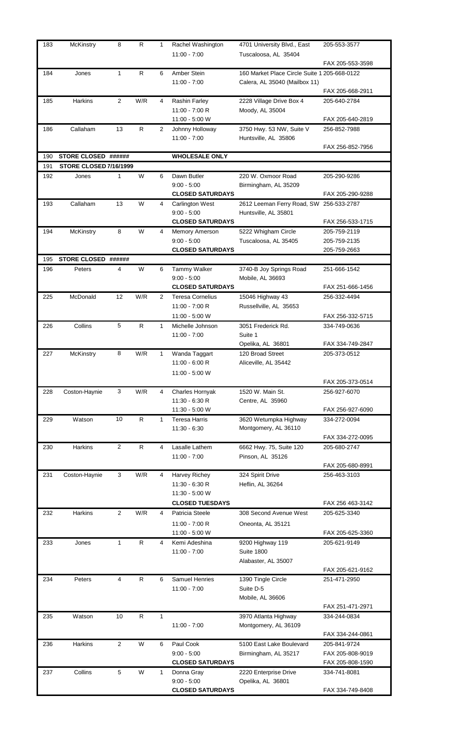| | | | | | | | |
|---|---|---|---|---|---|---|---|
| 183 | McKinstry | 8 | R | 1 | Rachel Washington<br>11:00 - 7:00 | 4701 University Blvd., East<br>Tuscaloosa, AL 35404 | 205-553-3577<br>FAX 205-553-3598 |
| 184 | Jones | 1 | R | 6 | Amber Stein<br>11:00 - 7:00 | 160 Market Place Circle Suite 1<br>Calera, AL 35040 (Mailbox 11) | 205-668-0122<br>FAX 205-668-2911 |
| 185 | Harkins | 2 | W/R | 4 | Rashin Farley<br>11:00 - 7:00 R<br>11:00 - 5:00 W | 2228 Village Drive Box 4<br>Moody, AL 35004 | 205-640-2784<br>FAX 205-640-2819 |
| 186 | Callaham | 13 | R | 2 | Johnny Holloway<br>11:00 - 7:00 | 3750 Hwy. 53 NW, Suite V<br>Huntsville, AL 35806 | 256-852-7988<br>FAX 256-852-7956 |
| 190 | **STORE CLOSED ######** | | | | **WHOLESALE ONLY** | | |
| 191 | **STORE CLOSED 7/16/1999** | | | | | | |
| 192 | Jones | 1 | W | 6 | Dawn Butler<br>9:00 - 5:00<br>**CLOSED SATURDAYS** | 220 W. Oxmoor Road<br>Birmingham, AL 35209 | 205-290-9286<br>FAX 205-290-9288 |
| 193 | Callaham | 13 | W | 4 | Carlington West<br>9:00 - 5:00<br>**CLOSED SATURDAYS** | 2612 Leeman Ferry Road, SW<br>Huntsville, AL 35801 | 256-533-2787<br>FAX 256-533-1715 |
| 194 | McKinstry | 8 | W | 4 | Memory Amerson<br>9:00 - 5:00<br>**CLOSED SATURDAYS** | 5222 Whigham Circle<br>Tuscaloosa, AL 35405 | 205-759-2119<br>205-759-2135<br>205-759-2663 |
| 195 | **STORE CLOSED ######** | | | | | | |
| 196 | Peters | 4 | W | 6 | Tammy Walker<br>9:00 - 5:00<br>**CLOSED SATURDAYS** | 3740-B Joy Springs Road<br>Mobile, AL 36693 | 251-666-1542<br>FAX 251-666-1456 |
| 225 | McDonald | 12 | W/R | 2 | Teresa Cornelius<br>11:00 - 7:00 R<br>11:00 - 5:00 W | 15046 Highway 43<br>Russellville, AL 35653 | 256-332-4494<br>FAX 256-332-5715 |
| 226 | Collins | 5 | R | 1 | Michelle Johnson<br>11:00 - 7:00 | 3051 Frederick Rd.<br>Suite 1<br>Opelika, AL 36801 | 334-749-0636<br>FAX 334-749-2847 |
| 227 | McKinstry | 8 | W/R | 1 | Wanda Taggart<br>11:00 - 6:00 R<br>11:00 - 5:00 W | 120 Broad Street<br>Aliceville, AL 35442 | 205-373-0512<br>FAX 205-373-0514 |
| 228 | Coston-Haynie | 3 | W/R | 4 | Charles Hornyak<br>11:30 - 6:30 R<br>11:30 - 5:00 W | 1520 W. Main St.<br>Centre, AL 35960 | 256-927-6070<br>FAX 256-927-6090 |
| 229 | Watson | 10 | R | 1 | Teresa Harris<br>11:30 - 6:30 | 3620 Wetumpka Highway<br>Montgomery, AL 36110 | 334-272-0094<br>FAX 334-272-0095 |
| 230 | Harkins | 2 | R | 4 | Lasalle Lathem<br>11:00 - 7:00 | 6662 Hwy. 75, Suite 120<br>Pinson, AL 35126 | 205-680-2747<br>FAX 205-680-8991 |
| 231 | Coston-Haynie | 3 | W/R | 4 | Harvey Richey<br>11:30 - 6:30 R<br>11:30 - 5:00 W<br>**CLOSED TUESDAYS** | 324 Spirit Drive<br>Heflin, AL 36264 | 256-463-3103<br>FAX 256 463-3142 |
| 232 | Harkins | 2 | W/R | 4 | Patricia Steele<br>11:00 - 7:00 R<br>11:00 - 5:00 W | 308 Second Avenue West<br>Oneonta, AL 35121 | 205-625-3340<br>FAX 205-625-3360 |
| 233 | Jones | 1 | R | 4 | Kemi Adeshina<br>11:00 - 7:00 | 9200 Highway 119<br>Suite 1800<br>Alabaster, AL 35007 | 205-621-9149<br>FAX 205-621-9162 |
| 234 | Peters | 4 | R | 6 | Samuel Henries<br>11:00 - 7:00 | 1390 Tingle Circle<br>Suite D-5<br>Mobile, AL 36606 | 251-471-2950<br>FAX 251-471-2971 |
| 235 | Watson | 10 | R | 1 | 11:00 - 7:00 | 3970 Atlanta Highway<br>Montgomery, AL 36109 | 334-244-0834<br>FAX 334-244-0861 |
| 236 | Harkins | 2 | W | 6 | Paul Cook<br>9:00 - 5:00<br>**CLOSED SATURDAYS** | 5100 East Lake Boulevard<br>Birmingham, AL 35217 | 205-841-9724<br>FAX 205-808-9019<br>FAX 205-808-1590 |
| 237 | Collins | 5 | W | 1 | Donna Gray<br>9:00 - 5:00<br>**CLOSED SATURDAYS** | 2220 Enterprise Drive<br>Opelika, AL 36801 | 334-741-8081<br>FAX 334-749-8408 |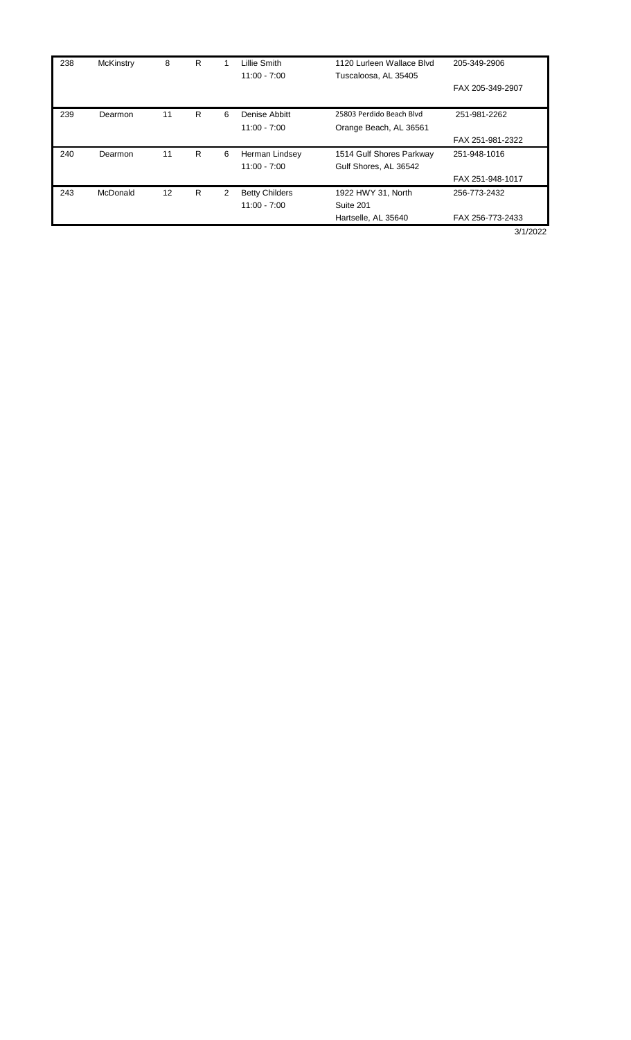| | | | | | | | |
|---|---|---|---|---|---|---|---|
| 238 | McKinstry | 8 | R | 1 | Lillie Smith<br>11:00 - 7:00 | 1120 Lurleen Wallace Blvd<br>Tuscaloosa, AL 35405 | 205-349-2906<br>FAX 205-349-2907 |
| 239 | Dearmon | 11 | R | 6 | Denise Abbitt<br>11:00 - 7:00 | 25803 Perdido Beach Blvd<br>Orange Beach, AL 36561 | 251-981-2262<br>FAX 251-981-2322 |
| 240 | Dearmon | 11 | R | 6 | Herman Lindsey<br>11:00 - 7:00 | 1514 Gulf Shores Parkway<br>Gulf Shores, AL 36542 | 251-948-1016<br>FAX 251-948-1017 |
| 243 | McDonald | 12 | R | 2 | Betty Childers<br>11:00 - 7:00 | 1922 HWY 31, North<br>Suite 201<br>Hartselle, AL 35640 | 256-773-2432<br>FAX 256-773-2433 |

3/1/2022